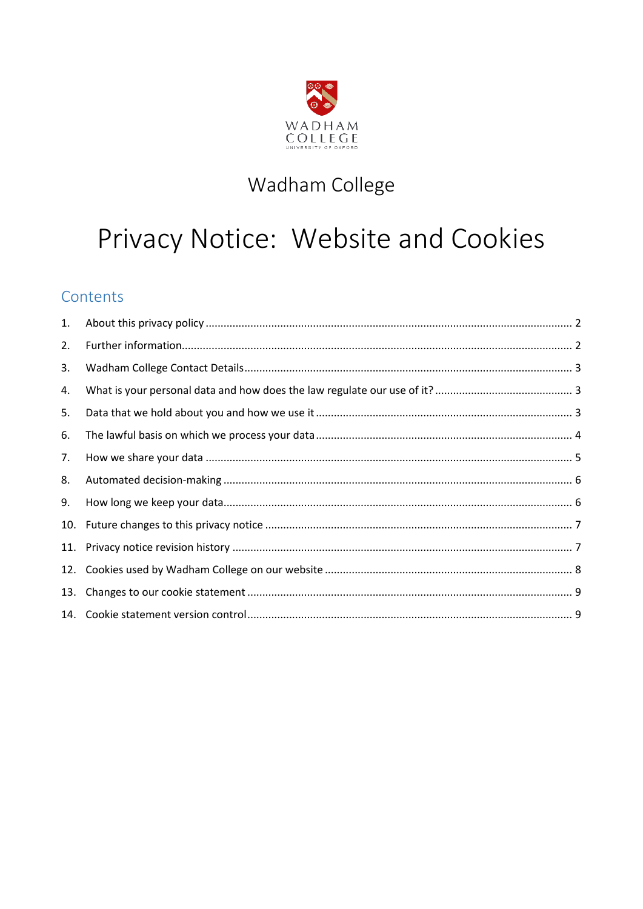WADHAM COLLEGE
UNIVERSITY OF OXFORD

Wadham College

# Privacy Notice: Website and Cookies

## Contents

1. About this privacy policy ........ 2
2. Further information ........ 2
3. Wadham College Contact Details ........ 3
4. What is your personal data and how does the law regulate our use of it? ........ 3
5. Data that we hold about you and how we use it ........ 3
6. The lawful basis on which we process your data ........ 4
7. How we share your data ........ 5
8. Automated decision-making ........ 6
9. How long we keep your data ........ 6
10. Future changes to this privacy notice ........ 7
11. Privacy notice revision history ........ 7
12. Cookies used by Wadham College on our website ........ 8
13. Changes to our cookie statement ........ 9
14. Cookie statement version control ........ 9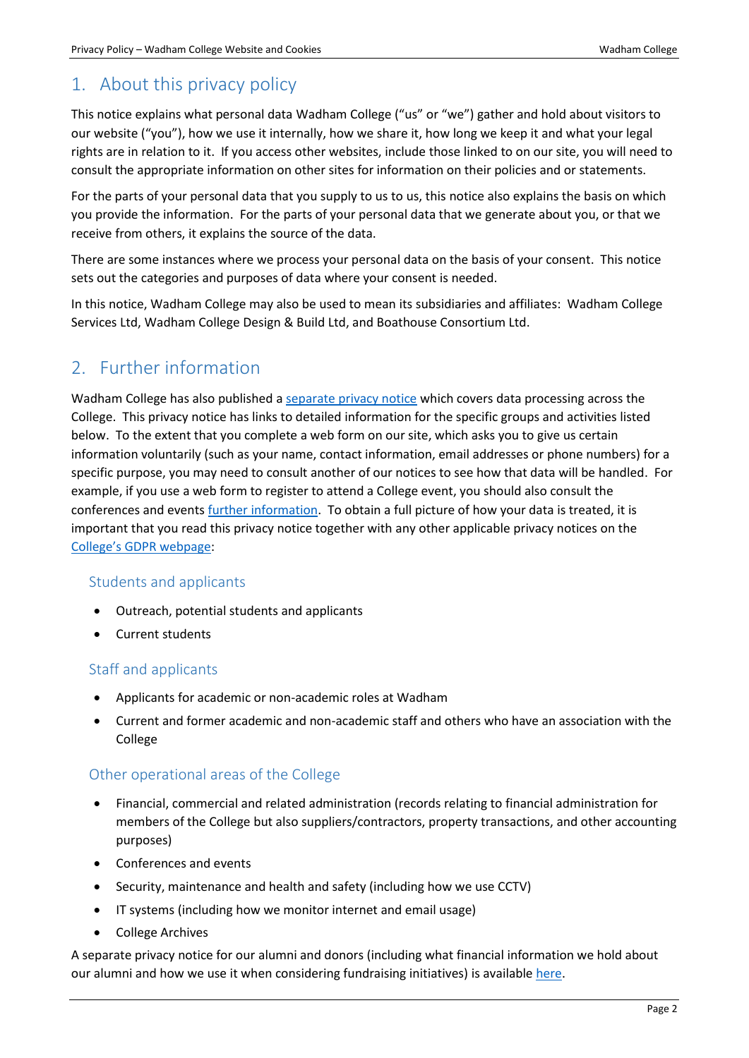## 1. About this privacy policy

This notice explains what personal data Wadham College ("us" or "we") gather and hold about visitors to our website ("you"), how we use it internally, how we share it, how long we keep it and what your legal rights are in relation to it. If you access other websites, include those linked to on our site, you will need to consult the appropriate information on other sites for information on their policies and or statements.

For the parts of your personal data that you supply to us to us, this notice also explains the basis on which you provide the information. For the parts of your personal data that we generate about you, or that we receive from others, it explains the source of the data.

There are some instances where we process your personal data on the basis of your consent. This notice sets out the categories and purposes of data where your consent is needed.

In this notice, Wadham College may also be used to mean its subsidiaries and affiliates: Wadham College Services Ltd, Wadham College Design & Build Ltd, and Boathouse Consortium Ltd.

## 2. Further information

Wadham College has also published a separate privacy notice which covers data processing across the College. This privacy notice has links to detailed information for the specific groups and activities listed below. To the extent that you complete a web form on our site, which asks you to give us certain information voluntarily (such as your name, contact information, email addresses or phone numbers) for a specific purpose, you may need to consult another of our notices to see how that data will be handled. For example, if you use a web form to register to attend a College event, you should also consult the conferences and events further information. To obtain a full picture of how your data is treated, it is important that you read this privacy notice together with any other applicable privacy notices on the College's GDPR webpage:

### Students and applicants

- Outreach, potential students and applicants
- Current students

### Staff and applicants

- Applicants for academic or non-academic roles at Wadham
- Current and former academic and non-academic staff and others who have an association with the College

### Other operational areas of the College

- Financial, commercial and related administration (records relating to financial administration for members of the College but also suppliers/contractors, property transactions, and other accounting purposes)
- Conferences and events
- Security, maintenance and health and safety (including how we use CCTV)
- IT systems (including how we monitor internet and email usage)
- College Archives

A separate privacy notice for our alumni and donors (including what financial information we hold about our alumni and how we use it when considering fundraising initiatives) is available here.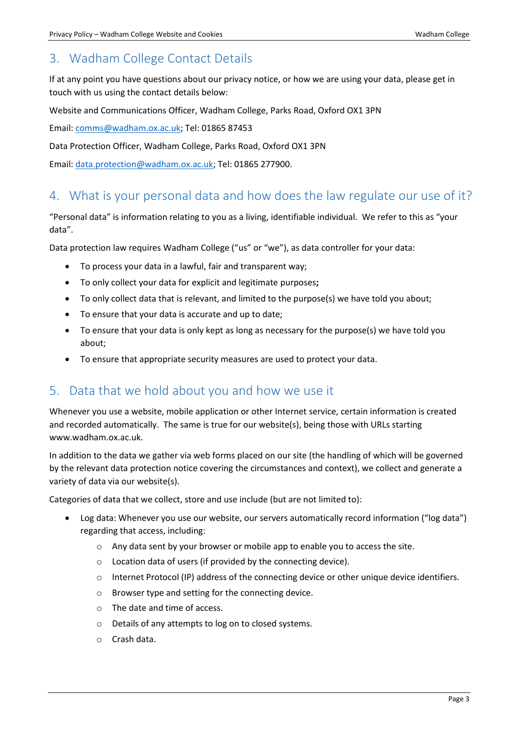## 3. Wadham College Contact Details

If at any point you have questions about our privacy notice, or how we are using your data, please get in touch with us using the contact details below:

Website and Communications Officer, Wadham College, Parks Road, Oxford OX1 3PN

Email: comms@wadham.ox.ac.uk; Tel: 01865 87453

Data Protection Officer, Wadham College, Parks Road, Oxford OX1 3PN

Email: data.protection@wadham.ox.ac.uk; Tel: 01865 277900.

## 4. What is your personal data and how does the law regulate our use of it?

"Personal data" is information relating to you as a living, identifiable individual. We refer to this as "your data".

Data protection law requires Wadham College ("us" or "we"), as data controller for your data:

- To process your data in a lawful, fair and transparent way;
- To only collect your data for explicit and legitimate purposes**;**
- To only collect data that is relevant, and limited to the purpose(s) we have told you about;
- To ensure that your data is accurate and up to date;
- To ensure that your data is only kept as long as necessary for the purpose(s) we have told you about;
- To ensure that appropriate security measures are used to protect your data.

## 5. Data that we hold about you and how we use it

Whenever you use a website, mobile application or other Internet service, certain information is created and recorded automatically. The same is true for our website(s), being those with URLs starting www.wadham.ox.ac.uk.

In addition to the data we gather via web forms placed on our site (the handling of which will be governed by the relevant data protection notice covering the circumstances and context), we collect and generate a variety of data via our website(s).

Categories of data that we collect, store and use include (but are not limited to):

- Log data: Whenever you use our website, our servers automatically record information ("log data") regarding that access, including:
  - Any data sent by your browser or mobile app to enable you to access the site.
  - Location data of users (if provided by the connecting device).
  - Internet Protocol (IP) address of the connecting device or other unique device identifiers.
  - Browser type and setting for the connecting device.
  - The date and time of access.
  - Details of any attempts to log on to closed systems.
  - Crash data.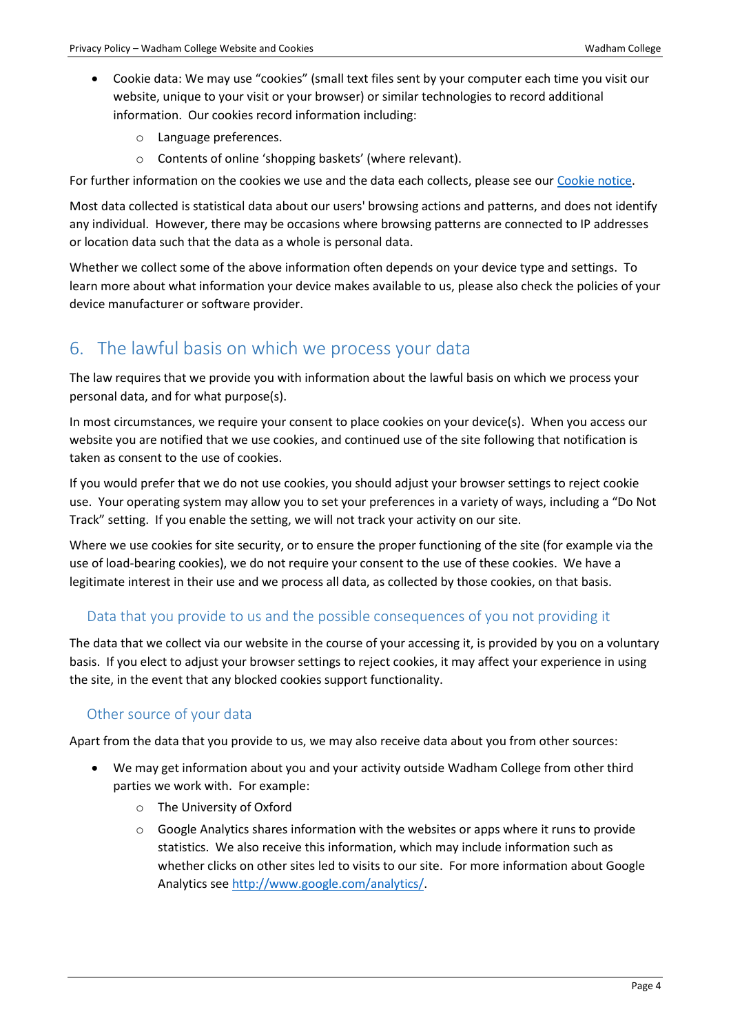- Cookie data: We may use "cookies" (small text files sent by your computer each time you visit our website, unique to your visit or your browser) or similar technologies to record additional information. Our cookies record information including:
  - Language preferences.
  - Contents of online 'shopping baskets' (where relevant).

For further information on the cookies we use and the data each collects, please see our [Cookie notice](#).

Most data collected is statistical data about our users' browsing actions and patterns, and does not identify any individual. However, there may be occasions where browsing patterns are connected to IP addresses or location data such that the data as a whole is personal data.

Whether we collect some of the above information often depends on your device type and settings. To learn more about what information your device makes available to us, please also check the policies of your device manufacturer or software provider.

## 6. The lawful basis on which we process your data

The law requires that we provide you with information about the lawful basis on which we process your personal data, and for what purpose(s).

In most circumstances, we require your consent to place cookies on your device(s). When you access our website you are notified that we use cookies, and continued use of the site following that notification is taken as consent to the use of cookies.

If you would prefer that we do not use cookies, you should adjust your browser settings to reject cookie use. Your operating system may allow you to set your preferences in a variety of ways, including a "Do Not Track" setting. If you enable the setting, we will not track your activity on our site.

Where we use cookies for site security, or to ensure the proper functioning of the site (for example via the use of load-bearing cookies), we do not require your consent to the use of these cookies. We have a legitimate interest in their use and we process all data, as collected by those cookies, on that basis.

### Data that you provide to us and the possible consequences of you not providing it

The data that we collect via our website in the course of your accessing it, is provided by you on a voluntary basis. If you elect to adjust your browser settings to reject cookies, it may affect your experience in using the site, in the event that any blocked cookies support functionality.

### Other source of your data

Apart from the data that you provide to us, we may also receive data about you from other sources:

- We may get information about you and your activity outside Wadham College from other third parties we work with. For example:
  - The University of Oxford
  - Google Analytics shares information with the websites or apps where it runs to provide statistics. We also receive this information, which may include information such as whether clicks on other sites led to visits to our site. For more information about Google Analytics see [http://www.google.com/analytics/](http://www.google.com/analytics/).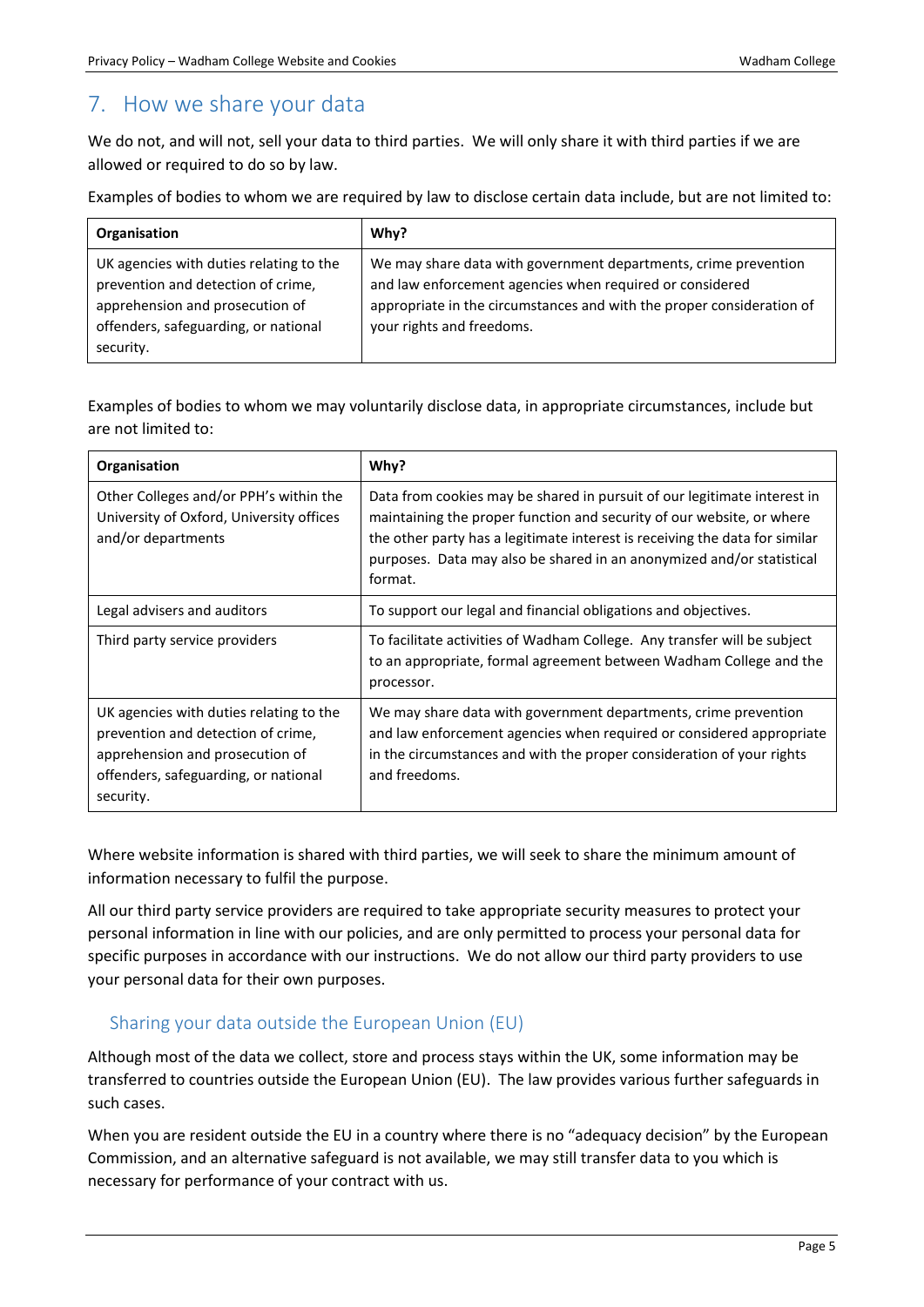## 7. How we share your data

We do not, and will not, sell your data to third parties. We will only share it with third parties if we are allowed or required to do so by law.

Examples of bodies to whom we are required by law to disclose certain data include, but are not limited to:

| Organisation | Why? |
| --- | --- |
| UK agencies with duties relating to the prevention and detection of crime, apprehension and prosecution of offenders, safeguarding, or national security. | We may share data with government departments, crime prevention and law enforcement agencies when required or considered appropriate in the circumstances and with the proper consideration of your rights and freedoms. |

Examples of bodies to whom we may voluntarily disclose data, in appropriate circumstances, include but are not limited to:

| Organisation | Why? |
| --- | --- |
| Other Colleges and/or PPH's within the University of Oxford, University offices and/or departments | Data from cookies may be shared in pursuit of our legitimate interest in maintaining the proper function and security of our website, or where the other party has a legitimate interest is receiving the data for similar purposes. Data may also be shared in an anonymized and/or statistical format. |
| Legal advisers and auditors | To support our legal and financial obligations and objectives. |
| Third party service providers | To facilitate activities of Wadham College. Any transfer will be subject to an appropriate, formal agreement between Wadham College and the processor. |
| UK agencies with duties relating to the prevention and detection of crime, apprehension and prosecution of offenders, safeguarding, or national security. | We may share data with government departments, crime prevention and law enforcement agencies when required or considered appropriate in the circumstances and with the proper consideration of your rights and freedoms. |

Where website information is shared with third parties, we will seek to share the minimum amount of information necessary to fulfil the purpose.

All our third party service providers are required to take appropriate security measures to protect your personal information in line with our policies, and are only permitted to process your personal data for specific purposes in accordance with our instructions. We do not allow our third party providers to use your personal data for their own purposes.

### Sharing your data outside the European Union (EU)

Although most of the data we collect, store and process stays within the UK, some information may be transferred to countries outside the European Union (EU). The law provides various further safeguards in such cases.

When you are resident outside the EU in a country where there is no "adequacy decision" by the European Commission, and an alternative safeguard is not available, we may still transfer data to you which is necessary for performance of your contract with us.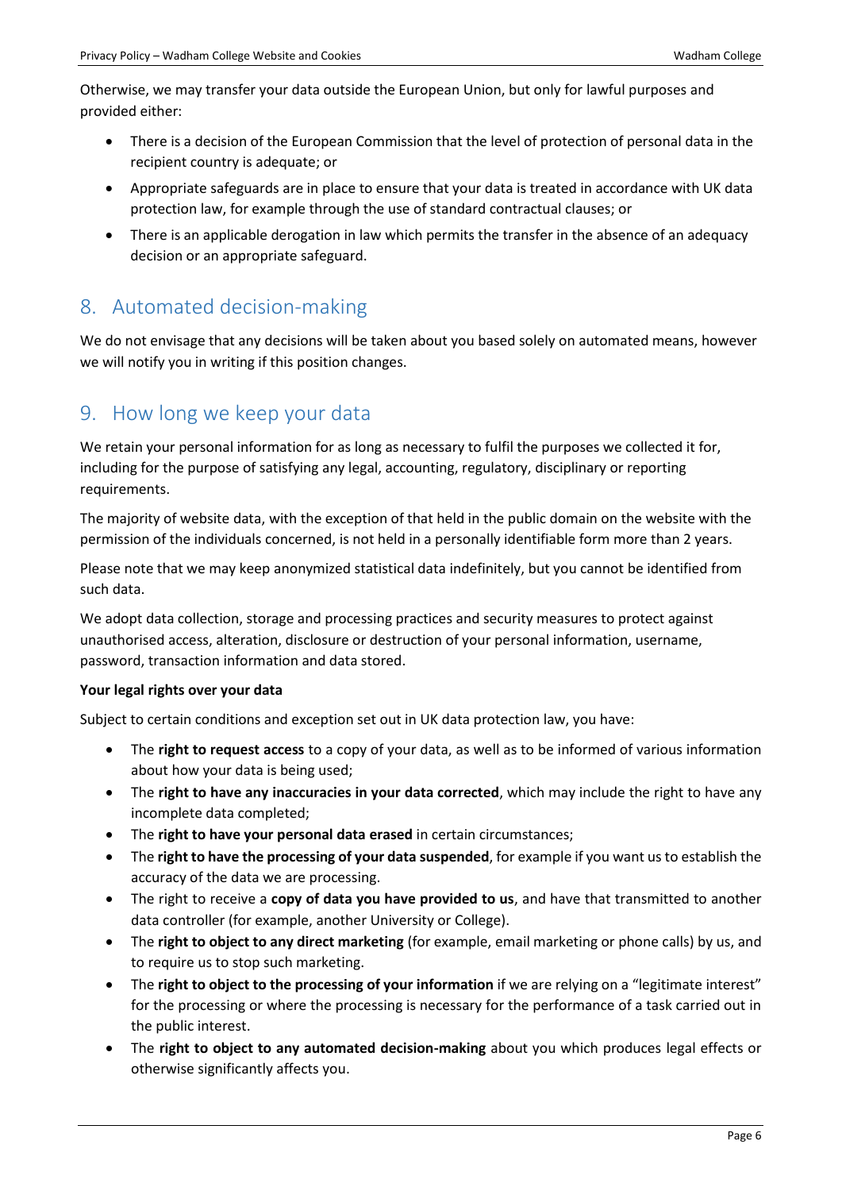Otherwise, we may transfer your data outside the European Union, but only for lawful purposes and provided either:

- There is a decision of the European Commission that the level of protection of personal data in the recipient country is adequate; or
- Appropriate safeguards are in place to ensure that your data is treated in accordance with UK data protection law, for example through the use of standard contractual clauses; or
- There is an applicable derogation in law which permits the transfer in the absence of an adequacy decision or an appropriate safeguard.

## 8. Automated decision-making

We do not envisage that any decisions will be taken about you based solely on automated means, however we will notify you in writing if this position changes.

## 9. How long we keep your data

We retain your personal information for as long as necessary to fulfil the purposes we collected it for, including for the purpose of satisfying any legal, accounting, regulatory, disciplinary or reporting requirements.

The majority of website data, with the exception of that held in the public domain on the website with the permission of the individuals concerned, is not held in a personally identifiable form more than 2 years.

Please note that we may keep anonymized statistical data indefinitely, but you cannot be identified from such data.

We adopt data collection, storage and processing practices and security measures to protect against unauthorised access, alteration, disclosure or destruction of your personal information, username, password, transaction information and data stored.

**Your legal rights over your data**

Subject to certain conditions and exception set out in UK data protection law, you have:

- The **right to request access** to a copy of your data, as well as to be informed of various information about how your data is being used;
- The **right to have any inaccuracies in your data corrected**, which may include the right to have any incomplete data completed;
- The **right to have your personal data erased** in certain circumstances;
- The **right to have the processing of your data suspended**, for example if you want us to establish the accuracy of the data we are processing.
- The right to receive a **copy of data you have provided to us**, and have that transmitted to another data controller (for example, another University or College).
- The **right to object to any direct marketing** (for example, email marketing or phone calls) by us, and to require us to stop such marketing.
- The **right to object to the processing of your information** if we are relying on a "legitimate interest" for the processing or where the processing is necessary for the performance of a task carried out in the public interest.
- The **right to object to any automated decision-making** about you which produces legal effects or otherwise significantly affects you.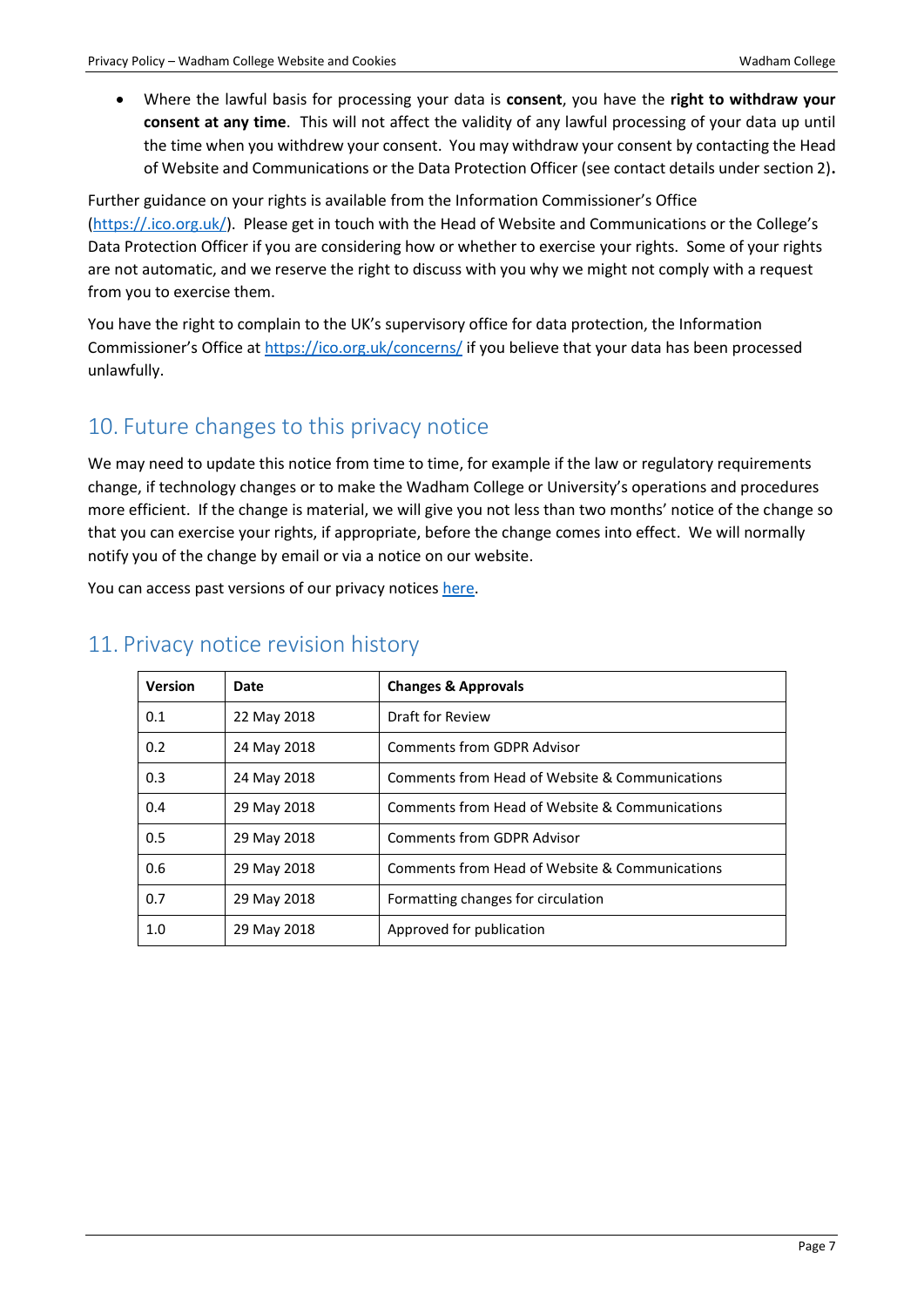- Where the lawful basis for processing your data is **consent**, you have the **right to withdraw your consent at any time**. This will not affect the validity of any lawful processing of your data up until the time when you withdrew your consent. You may withdraw your consent by contacting the Head of Website and Communications or the Data Protection Officer (see contact details under section 2)**.**

Further guidance on your rights is available from the Information Commissioner's Office (https://.ico.org.uk/). Please get in touch with the Head of Website and Communications or the College's Data Protection Officer if you are considering how or whether to exercise your rights. Some of your rights are not automatic, and we reserve the right to discuss with you why we might not comply with a request from you to exercise them.

You have the right to complain to the UK's supervisory office for data protection, the Information Commissioner's Office at https://ico.org.uk/concerns/ if you believe that your data has been processed unlawfully.

## 10. Future changes to this privacy notice

We may need to update this notice from time to time, for example if the law or regulatory requirements change, if technology changes or to make the Wadham College or University's operations and procedures more efficient. If the change is material, we will give you not less than two months' notice of the change so that you can exercise your rights, if appropriate, before the change comes into effect. We will normally notify you of the change by email or via a notice on our website.

You can access past versions of our privacy notices here.

## 11. Privacy notice revision history

| Version | Date | Changes & Approvals |
|---|---|---|
| 0.1 | 22 May 2018 | Draft for Review |
| 0.2 | 24 May 2018 | Comments from GDPR Advisor |
| 0.3 | 24 May 2018 | Comments from Head of Website & Communications |
| 0.4 | 29 May 2018 | Comments from Head of Website & Communications |
| 0.5 | 29 May 2018 | Comments from GDPR Advisor |
| 0.6 | 29 May 2018 | Comments from Head of Website & Communications |
| 0.7 | 29 May 2018 | Formatting changes for circulation |
| 1.0 | 29 May 2018 | Approved for publication |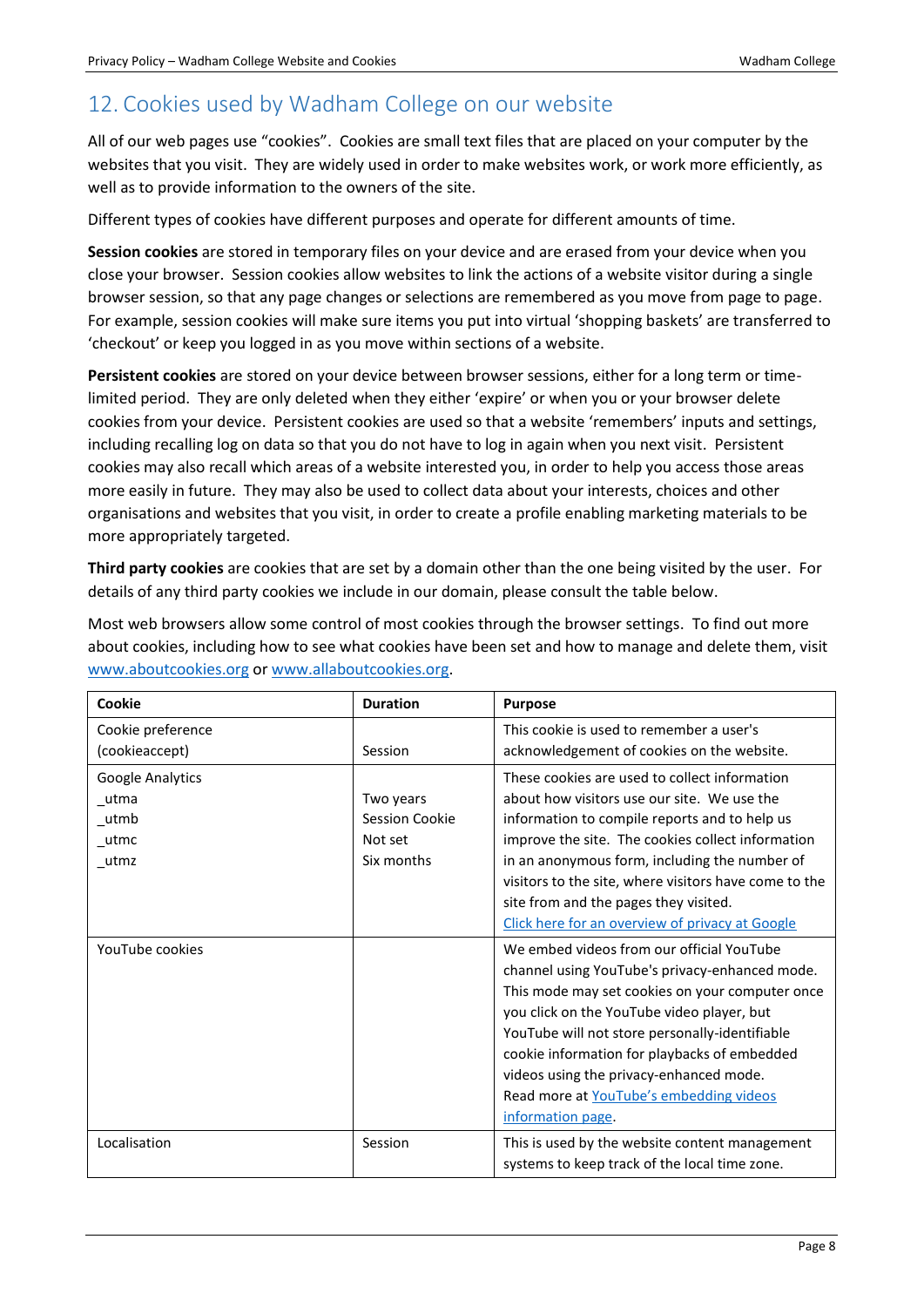## 12. Cookies used by Wadham College on our website

All of our web pages use "cookies". Cookies are small text files that are placed on your computer by the websites that you visit. They are widely used in order to make websites work, or work more efficiently, as well as to provide information to the owners of the site.

Different types of cookies have different purposes and operate for different amounts of time.

**Session cookies** are stored in temporary files on your device and are erased from your device when you close your browser. Session cookies allow websites to link the actions of a website visitor during a single browser session, so that any page changes or selections are remembered as you move from page to page. For example, session cookies will make sure items you put into virtual 'shopping baskets' are transferred to 'checkout' or keep you logged in as you move within sections of a website.

**Persistent cookies** are stored on your device between browser sessions, either for a long term or time-limited period. They are only deleted when they either 'expire' or when you or your browser delete cookies from your device. Persistent cookies are used so that a website 'remembers' inputs and settings, including recalling log on data so that you do not have to log in again when you next visit. Persistent cookies may also recall which areas of a website interested you, in order to help you access those areas more easily in future. They may also be used to collect data about your interests, choices and other organisations and websites that you visit, in order to create a profile enabling marketing materials to be more appropriately targeted.

**Third party cookies** are cookies that are set by a domain other than the one being visited by the user. For details of any third party cookies we include in our domain, please consult the table below.

Most web browsers allow some control of most cookies through the browser settings. To find out more about cookies, including how to see what cookies have been set and how to manage and delete them, visit www.aboutcookies.org or www.allaboutcookies.org.

| Cookie | Duration | Purpose |
|---|---|---|
| Cookie preference (cookieaccept) | Session | This cookie is used to remember a user's acknowledgement of cookies on the website. |
| Google Analytics<br>_utma<br>_utmb<br>_utmc<br>_utmz | <br>Two years<br>Session Cookie<br>Not set<br>Six months | These cookies are used to collect information about how visitors use our site. We use the information to compile reports and to help us improve the site. The cookies collect information in an anonymous form, including the number of visitors to the site, where visitors have come to the site from and the pages they visited. Click here for an overview of privacy at Google |
| YouTube cookies | | We embed videos from our official YouTube channel using YouTube's privacy-enhanced mode. This mode may set cookies on your computer once you click on the YouTube video player, but YouTube will not store personally-identifiable cookie information for playbacks of embedded videos using the privacy-enhanced mode. Read more at YouTube's embedding videos information page. |
| Localisation | Session | This is used by the website content management systems to keep track of the local time zone. |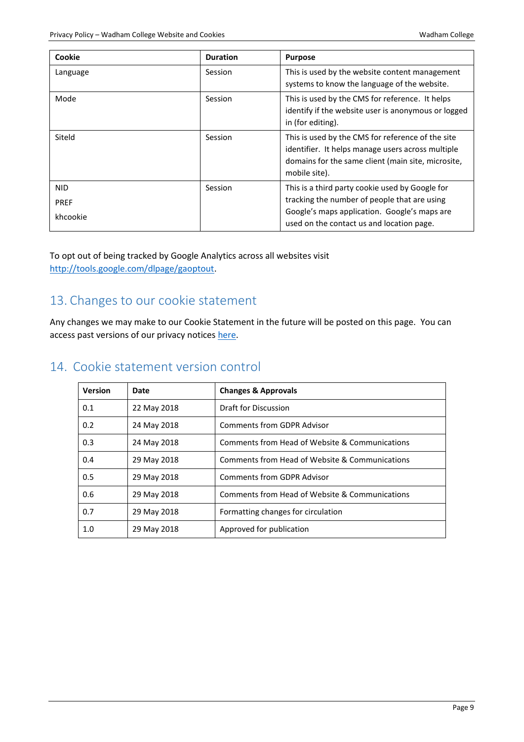| Cookie | Duration | Purpose |
|---|---|---|
| Language | Session | This is used by the website content management systems to know the language of the website. |
| Mode | Session | This is used by the CMS for reference. It helps identify if the website user is anonymous or logged in (for editing). |
| SiteId | Session | This is used by the CMS for reference of the site identifier. It helps manage users across multiple domains for the same client (main site, microsite, mobile site). |
| NID<br>PREF<br>khcookie | Session | This is a third party cookie used by Google for tracking the number of people that are using Google's maps application. Google's maps are used on the contact us and location page. |

To opt out of being tracked by Google Analytics across all websites visit [http://tools.google.com/dlpage/gaoptout](http://tools.google.com/dlpage/gaoptout).

## 13. Changes to our cookie statement

Any changes we may make to our Cookie Statement in the future will be posted on this page. You can access past versions of our privacy notices [here](#).

## 14. Cookie statement version control

| Version | Date | Changes & Approvals |
|---|---|---|
| 0.1 | 22 May 2018 | Draft for Discussion |
| 0.2 | 24 May 2018 | Comments from GDPR Advisor |
| 0.3 | 24 May 2018 | Comments from Head of Website & Communications |
| 0.4 | 29 May 2018 | Comments from Head of Website & Communications |
| 0.5 | 29 May 2018 | Comments from GDPR Advisor |
| 0.6 | 29 May 2018 | Comments from Head of Website & Communications |
| 0.7 | 29 May 2018 | Formatting changes for circulation |
| 1.0 | 29 May 2018 | Approved for publication |